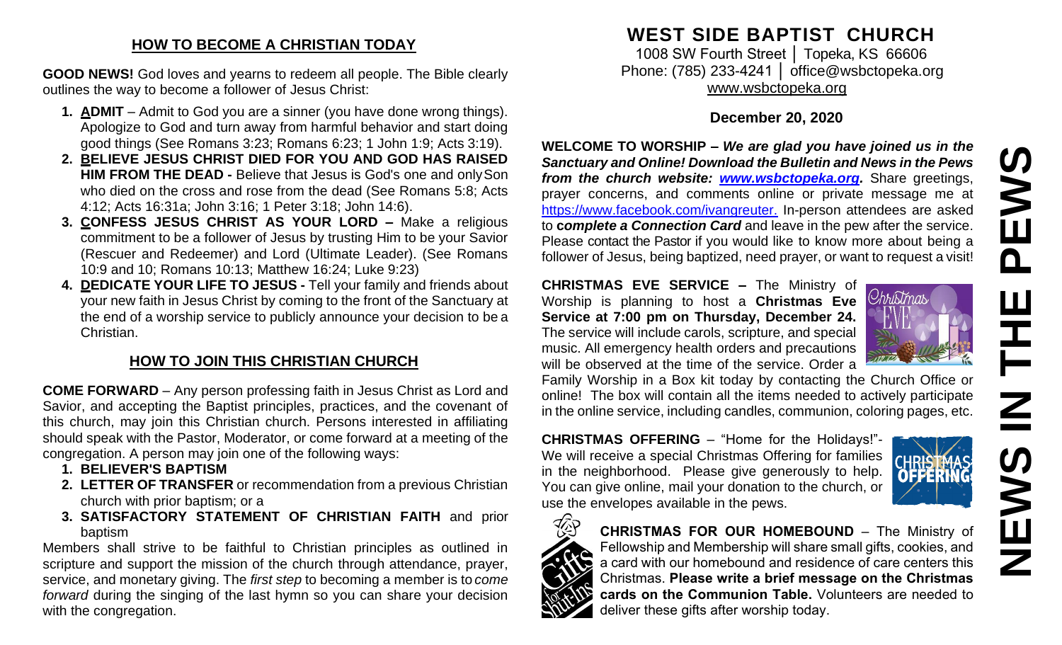## HOW TO BECOME A CHRISTIAN TODAY

**GOOD NEWS!** God loves and yearns to redeem all people. The Bible clearly outlines the way to become a follower of Jesus Christ:

1. **ADMIT** – Admit to God you are a sinner (you have done wrong things). Apologize to God and turn away from harmful behavior and start doing good things (See Romans 3:23; Romans 6:23; 1 John 1:9; Acts 3:19).
2. **BELIEVE JESUS CHRIST DIED FOR YOU AND GOD HAS RAISED HIM FROM THE DEAD -** Believe that Jesus is God's one and only Son who died on the cross and rose from the dead (See Romans 5:8; Acts 4:12; Acts 16:31a; John 3:16; 1 Peter 3:18; John 14:6).
3. **CONFESS JESUS CHRIST AS YOUR LORD –** Make a religious commitment to be a follower of Jesus by trusting Him to be your Savior (Rescuer and Redeemer) and Lord (Ultimate Leader). (See Romans 10:9 and 10; Romans 10:13; Matthew 16:24; Luke 9:23)
4. **DEDICATE YOUR LIFE TO JESUS -** Tell your family and friends about your new faith in Jesus Christ by coming to the front of the Sanctuary at the end of a worship service to publicly announce your decision to be a Christian.

## HOW TO JOIN THIS CHRISTIAN CHURCH

**COME FORWARD** – Any person professing faith in Jesus Christ as Lord and Savior, and accepting the Baptist principles, practices, and the covenant of this church, may join this Christian church. Persons interested in affiliating should speak with the Pastor, Moderator, or come forward at a meeting of the congregation. A person may join one of the following ways:

1. **BELIEVER'S BAPTISM**
2. **LETTER OF TRANSFER** or recommendation from a previous Christian church with prior baptism; or a
3. **SATISFACTORY STATEMENT OF CHRISTIAN FAITH** and prior baptism

Members shall strive to be faithful to Christian principles as outlined in scripture and support the mission of the church through attendance, prayer, service, and monetary giving. The *first step* to becoming a member is to *come forward* during the singing of the last hymn so you can share your decision with the congregation.

# WEST SIDE BAPTIST CHURCH

1008 SW Fourth Street │ Topeka, KS 66606
Phone: (785) 233-4241 │ office@wsbctopeka.org
www.wsbctopeka.org

**December 20, 2020**

**WELCOME TO WORSHIP –** ***We are glad you have joined us in the Sanctuary and Online! Download the Bulletin and News in the Pews from the church website: www.wsbctopeka.org.*** Share greetings, prayer concerns, and comments online or private message me at https://www.facebook.com/ivangreuter. In-person attendees are asked to ***complete a Connection Card*** and leave in the pew after the service. Please contact the Pastor if you would like to know more about being a follower of Jesus, being baptized, need prayer, or want to request a visit!

**CHRISTMAS EVE SERVICE –** The Ministry of Worship is planning to host a **Christmas Eve Service at 7:00 pm on Thursday, December 24.** The service will include carols, scripture, and special music. All emergency health orders and precautions will be observed at the time of the service. Order a Family Worship in a Box kit today by contacting the Church Office or online! The box will contain all the items needed to actively participate in the online service, including candles, communion, coloring pages, etc.

**CHRISTMAS OFFERING** – "Home for the Holidays!"- We will receive a special Christmas Offering for families in the neighborhood. Please give generously to help. You can give online, mail your donation to the church, or use the envelopes available in the pews.

**CHRISTMAS FOR OUR HOMEBOUND** – The Ministry of Fellowship and Membership will share small gifts, cookies, and a card with our homebound and residence of care centers this Christmas. **Please write a brief message on the Christmas cards on the Communion Table.** Volunteers are needed to deliver these gifts after worship today.

# NEWS IN THE PEWS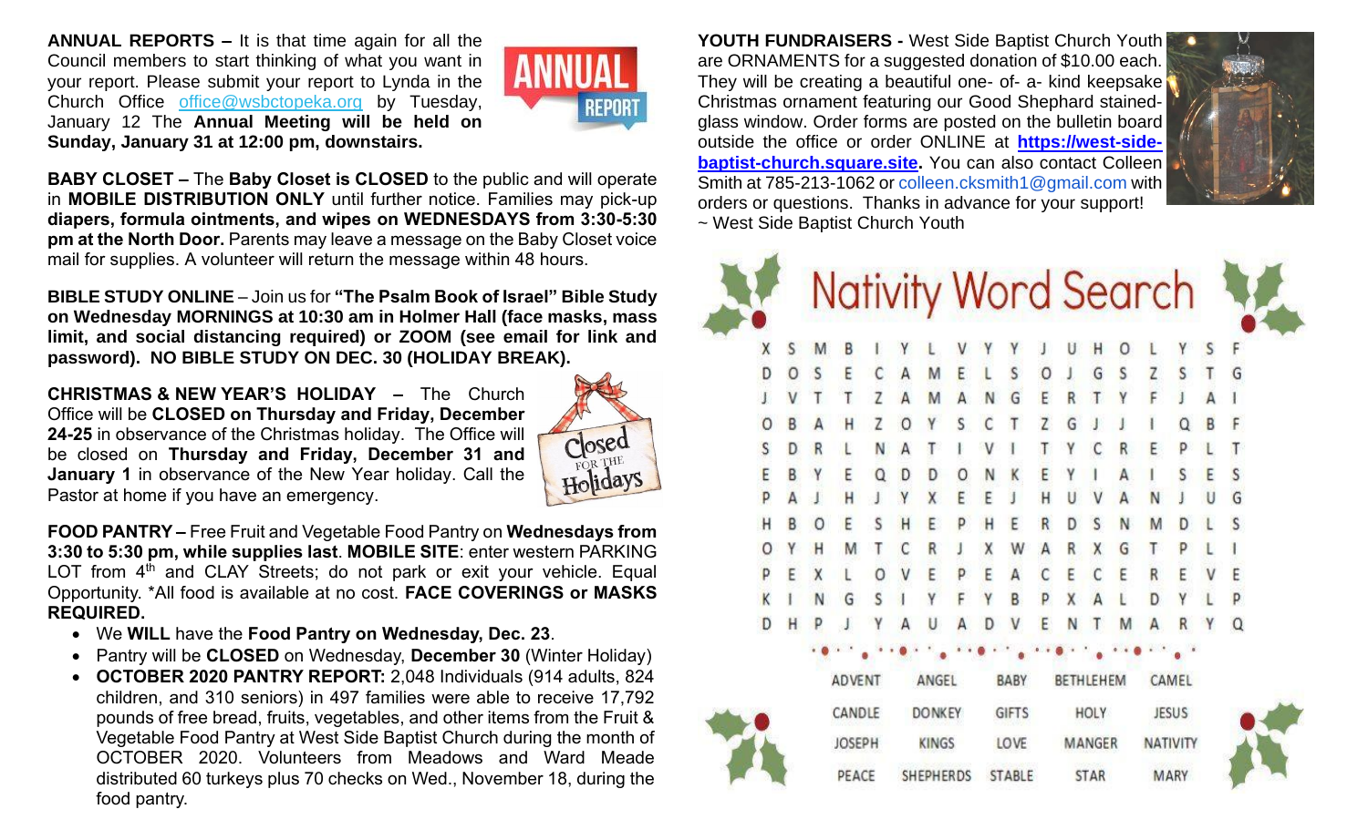**ANNUAL REPORTS –** It is that time again for all the Council members to start thinking of what you want in your report. Please submit your report to Lynda in the Church Office office@wsbctopeka.org by Tuesday, January 12 The **Annual Meeting will be held on Sunday, January 31 at 12:00 pm, downstairs.**

**BABY CLOSET –** The **Baby Closet is CLOSED** to the public and will operate in **MOBILE DISTRIBUTION ONLY** until further notice. Families may pick-up **diapers, formula ointments, and wipes on WEDNESDAYS from 3:30-5:30 pm at the North Door.** Parents may leave a message on the Baby Closet voice mail for supplies. A volunteer will return the message within 48 hours.

**BIBLE STUDY ONLINE** – Join us for **"The Psalm Book of Israel" Bible Study on Wednesday MORNINGS at 10:30 am in Holmer Hall (face masks, mass limit, and social distancing required) or ZOOM (see email for link and password). NO BIBLE STUDY ON DEC. 30 (HOLIDAY BREAK).**

**CHRISTMAS & NEW YEAR'S HOLIDAY –** The Church Office will be **CLOSED on Thursday and Friday, December 24-25** in observance of the Christmas holiday. The Office will be closed on **Thursday and Friday, December 31 and January 1** in observance of the New Year holiday. Call the Pastor at home if you have an emergency.

**FOOD PANTRY –** Free Fruit and Vegetable Food Pantry on **Wednesdays from 3:30 to 5:30 pm, while supplies last**. **MOBILE SITE**: enter western PARKING LOT from 4th and CLAY Streets; do not park or exit your vehicle. Equal Opportunity. *All food is available at no cost. **FACE COVERINGS or MASKS REQUIRED.**

- We **WILL** have the **Food Pantry on Wednesday, Dec. 23**.
- Pantry will be **CLOSED** on Wednesday, **December 30** (Winter Holiday)
- **OCTOBER 2020 PANTRY REPORT:** 2,048 Individuals (914 adults, 824 children, and 310 seniors) in 497 families were able to receive 17,792 pounds of free bread, fruits, vegetables, and other items from the Fruit & Vegetable Food Pantry at West Side Baptist Church during the month of OCTOBER 2020. Volunteers from Meadows and Ward Meade distributed 60 turkeys plus 70 checks on Wed., November 18, during the food pantry.

**YOUTH FUNDRAISERS -** West Side Baptist Church Youth are ORNAMENTS for a suggested donation of $10.00 each. They will be creating a beautiful one- of- a- kind keepsake Christmas ornament featuring our Good Shephard stained-glass window. Order forms are posted on the bulletin board outside the office or order ONLINE at **https://west-side-baptist-church.square.site.** You can also contact Colleen Smith at 785-213-1062 or colleen.cksmith1@gmail.com with orders or questions. Thanks in advance for your support!
~ West Side Baptist Church Youth

## Nativity Word Search

```
X S M B I Y L V Y Y J U H O L Y S F
D O S E C A M E L S O J G S Z S T G
J V T T Z A M A N G E R T Y F J A I
O B A H Z O Y S C T Z G J J I Q B F
S D R L N A T I V I T Y C R E P L T
E B Y E Q D D O N K E Y I A I S E S
P A J H J Y X E E J H U V A N J U G
H B O E S H E P H E R D S N M D L S
O Y H M T C R J X W A R X G T P L I
P E X L O V E P E A C E C E R E V E
K I N G S I Y F Y B P X A L D Y L P
D H P J Y A U A D V E N T M A R Y Q
```

| | | | | |
|---|---|---|---|---|
| ADVENT | ANGEL | BABY | BETHLEHEM | CAMEL |
| CANDLE | DONKEY | GIFTS | HOLY | JESUS |
| JOSEPH | KINGS | LOVE | MANGER | NATIVITY |
| PEACE | SHEPHERDS | STABLE | STAR | MARY |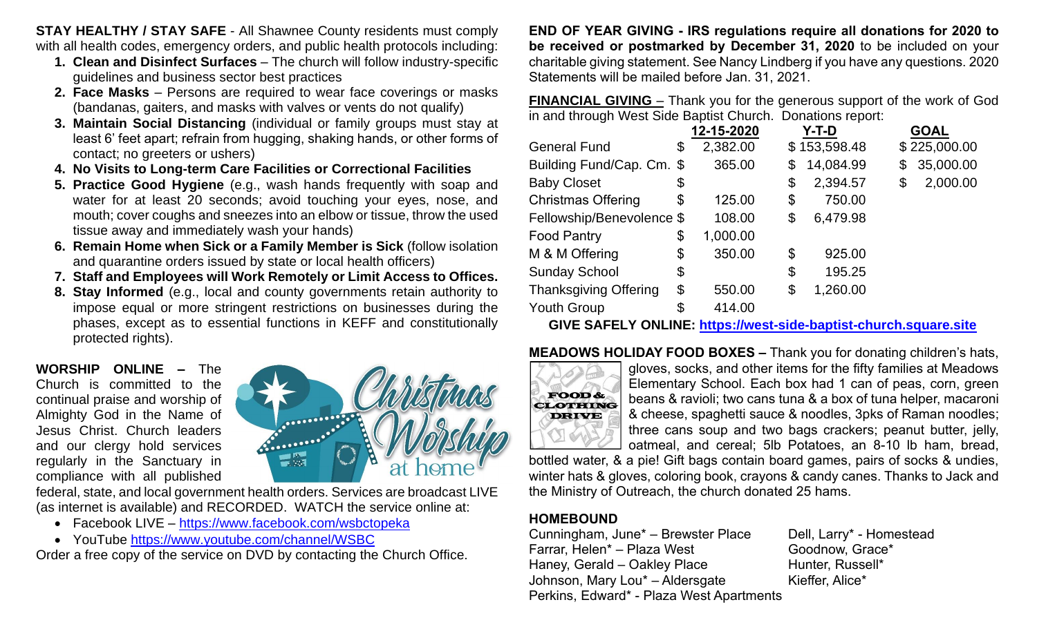**STAY HEALTHY / STAY SAFE** - All Shawnee County residents must comply with all health codes, emergency orders, and public health protocols including:

1. **Clean and Disinfect Surfaces** – The church will follow industry-specific guidelines and business sector best practices
2. **Face Masks** – Persons are required to wear face coverings or masks (bandanas, gaiters, and masks with valves or vents do not qualify)
3. **Maintain Social Distancing** (individual or family groups must stay at least 6' feet apart; refrain from hugging, shaking hands, or other forms of contact; no greeters or ushers)
4. **No Visits to Long-term Care Facilities or Correctional Facilities**
5. **Practice Good Hygiene** (e.g., wash hands frequently with soap and water for at least 20 seconds; avoid touching your eyes, nose, and mouth; cover coughs and sneezes into an elbow or tissue, throw the used tissue away and immediately wash your hands)
6. **Remain Home when Sick or a Family Member is Sick** (follow isolation and quarantine orders issued by state or local health officers)
7. **Staff and Employees will Work Remotely or Limit Access to Offices.**
8. **Stay Informed** (e.g., local and county governments retain authority to impose equal or more stringent restrictions on businesses during the phases, except as to essential functions in KEFF and constitutionally protected rights).

**WORSHIP ONLINE –** The Church is committed to the continual praise and worship of Almighty God in the Name of Jesus Christ. Church leaders and our clergy hold services regularly in the Sanctuary in compliance with all published federal, state, and local government health orders. Services are broadcast LIVE (as internet is available) and RECORDED. WATCH the service online at:

- Facebook LIVE – https://www.facebook.com/wsbctopeka
- YouTube https://www.youtube.com/channel/WSBC

Order a free copy of the service on DVD by contacting the Church Office.

**END OF YEAR GIVING - IRS regulations require all donations for 2020 to be received or postmarked by December 31, 2020** to be included on your charitable giving statement. See Nancy Lindberg if you have any questions. 2020 Statements will be mailed before Jan. 31, 2021.

**FINANCIAL GIVING** – Thank you for the generous support of the work of God in and through West Side Baptist Church. Donations report:

| | 12-15-2020 | Y-T-D | GOAL |
|---|---|---|---|
| General Fund | $ 2,382.00 | $ 153,598.48 | $ 225,000.00 |
| Building Fund/Cap. Cm. | $ 365.00 | $ 14,084.99 | $ 35,000.00 |
| Baby Closet | $ | $ 2,394.57 | $ 2,000.00 |
| Christmas Offering | $ 125.00 | $ 750.00 | |
| Fellowship/Benevolence | $ 108.00 | $ 6,479.98 | |
| Food Pantry | $ 1,000.00 | | |
| M & M Offering | $ 350.00 | $ 925.00 | |
| Sunday School | $ | $ 195.25 | |
| Thanksgiving Offering | $ 550.00 | $ 1,260.00 | |
| Youth Group | $ 414.00 | | |

**GIVE SAFELY ONLINE: https://west-side-baptist-church.square.site**

**MEADOWS HOLIDAY FOOD BOXES –** Thank you for donating children's hats, gloves, socks, and other items for the fifty families at Meadows Elementary School. Each box had 1 can of peas, corn, green beans & ravioli; two cans tuna & a box of tuna helper, macaroni & cheese, spaghetti sauce & noodles, 3pks of Raman noodles; three cans soup and two bags crackers; peanut butter, jelly, oatmeal, and cereal; 5lb Potatoes, an 8-10 lb ham, bread, bottled water, & a pie! Gift bags contain board games, pairs of socks & undies, winter hats & gloves, coloring book, crayons & candy canes. Thanks to Jack and the Ministry of Outreach, the church donated 25 hams.

**HOMEBOUND**

Cunningham, June* – Brewster Place
Farrar, Helen* – Plaza West
Haney, Gerald – Oakley Place
Johnson, Mary Lou* – Aldersgate
Perkins, Edward* - Plaza West Apartments
Dell, Larry* - Homestead
Goodnow, Grace*
Hunter, Russell*
Kieffer, Alice*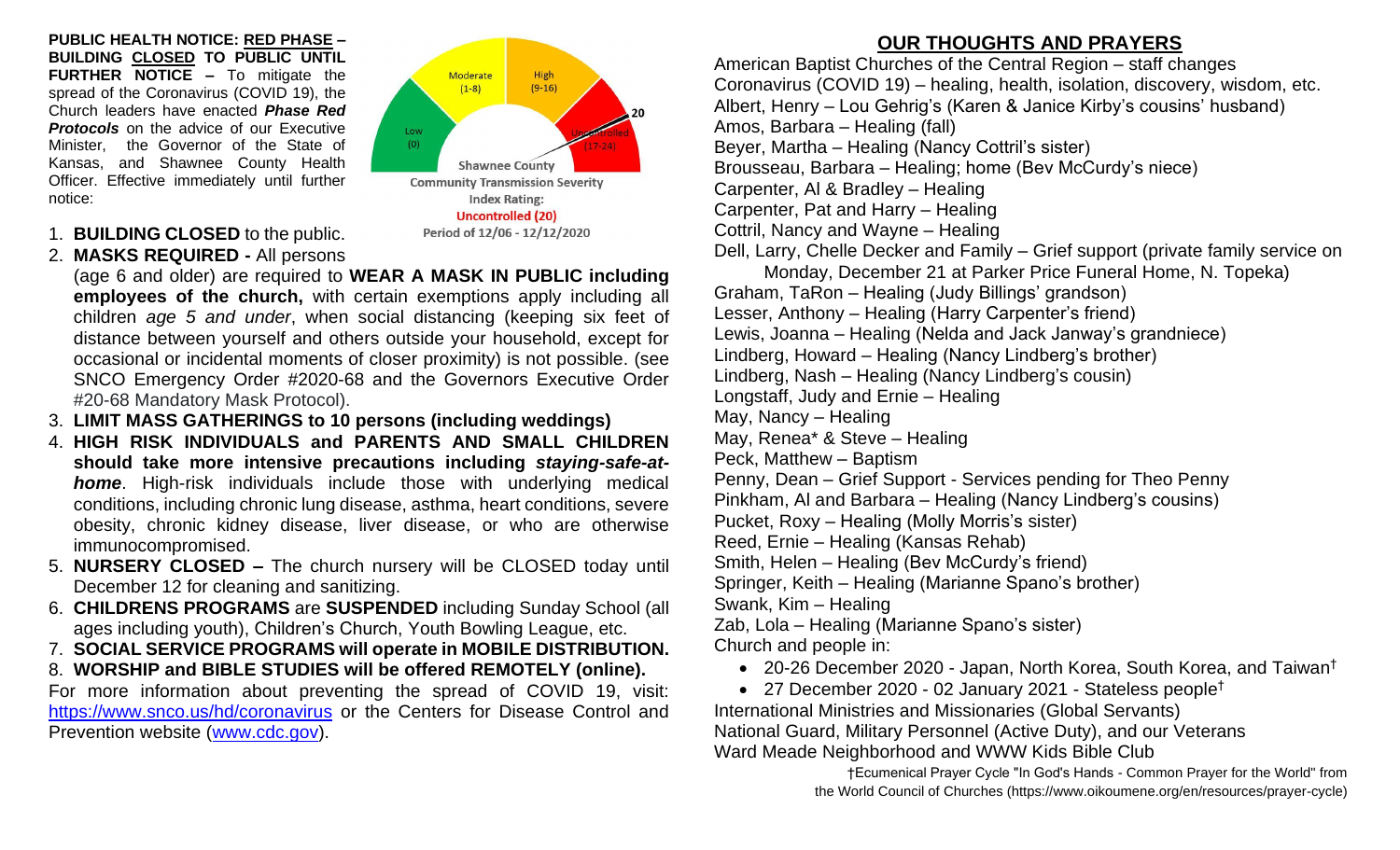**PUBLIC HEALTH NOTICE: RED PHASE – BUILDING CLOSED TO PUBLIC UNTIL FURTHER NOTICE –** To mitigate the spread of the Coronavirus (COVID 19), the Church leaders have enacted ***Phase Red Protocols*** on the advice of our Executive Minister, the Governor of the State of Kansas, and Shawnee County Health Officer. Effective immediately until further notice:

Moderate (1-8)
High (9-16)
Low (0)
Uncontrolled (17-24)
20
Shawnee County
Community Transmission Severity
Index Rating:
Uncontrolled (20)
Period of 12/06 - 12/12/2020

1. **BUILDING CLOSED** to the public.
2. **MASKS REQUIRED -** All persons (age 6 and older) are required to **WEAR A MASK IN PUBLIC including employees of the church,** with certain exemptions apply including all children *age 5 and under*, when social distancing (keeping six feet of distance between yourself and others outside your household, except for occasional or incidental moments of closer proximity) is not possible. (see SNCO Emergency Order #2020-68 and the Governors Executive Order #20-68 Mandatory Mask Protocol).
3. **LIMIT MASS GATHERINGS to 10 persons (including weddings)**
4. **HIGH RISK INDIVIDUALS and PARENTS AND SMALL CHILDREN should take more intensive precautions including *staying-safe-at-home***. High-risk individuals include those with underlying medical conditions, including chronic lung disease, asthma, heart conditions, severe obesity, chronic kidney disease, liver disease, or who are otherwise immunocompromised.
5. **NURSERY CLOSED –** The church nursery will be CLOSED today until December 12 for cleaning and sanitizing.
6. **CHILDRENS PROGRAMS** are **SUSPENDED** including Sunday School (all ages including youth), Children's Church, Youth Bowling League, etc.
7. **SOCIAL SERVICE PROGRAMS will operate in MOBILE DISTRIBUTION.**
8. **WORSHIP and BIBLE STUDIES will be offered REMOTELY (online).**

For more information about preventing the spread of COVID 19, visit: https://www.snco.us/hd/coronavirus or the Centers for Disease Control and Prevention website (www.cdc.gov).

## OUR THOUGHTS AND PRAYERS

American Baptist Churches of the Central Region – staff changes
Coronavirus (COVID 19) – healing, health, isolation, discovery, wisdom, etc.
Albert, Henry – Lou Gehrig's (Karen & Janice Kirby's cousins' husband)
Amos, Barbara – Healing (fall)
Beyer, Martha – Healing (Nancy Cottril's sister)
Brousseau, Barbara – Healing; home (Bev McCurdy's niece)
Carpenter, Al & Bradley – Healing
Carpenter, Pat and Harry – Healing
Cottril, Nancy and Wayne – Healing
Dell, Larry, Chelle Decker and Family – Grief support (private family service on Monday, December 21 at Parker Price Funeral Home, N. Topeka)
Graham, TaRon – Healing (Judy Billings' grandson)
Lesser, Anthony – Healing (Harry Carpenter's friend)
Lewis, Joanna – Healing (Nelda and Jack Janway's grandniece)
Lindberg, Howard – Healing (Nancy Lindberg's brother)
Lindberg, Nash – Healing (Nancy Lindberg's cousin)
Longstaff, Judy and Ernie – Healing
May, Nancy – Healing
May, Renea* & Steve – Healing
Peck, Matthew – Baptism
Penny, Dean – Grief Support - Services pending for Theo Penny
Pinkham, Al and Barbara – Healing (Nancy Lindberg's cousins)
Pucket, Roxy – Healing (Molly Morris's sister)
Reed, Ernie – Healing (Kansas Rehab)
Smith, Helen – Healing (Bev McCurdy's friend)
Springer, Keith – Healing (Marianne Spano's brother)
Swank, Kim – Healing
Zab, Lola – Healing (Marianne Spano's sister)
Church and people in:

- 20-26 December 2020 - Japan, North Korea, South Korea, and Taiwan†
- 27 December 2020 - 02 January 2021 - Stateless people†

International Ministries and Missionaries (Global Servants)
National Guard, Military Personnel (Active Duty), and our Veterans
Ward Meade Neighborhood and WWW Kids Bible Club

†Ecumenical Prayer Cycle "In God's Hands - Common Prayer for the World" from the World Council of Churches (https://www.oikoumene.org/en/resources/prayer-cycle)